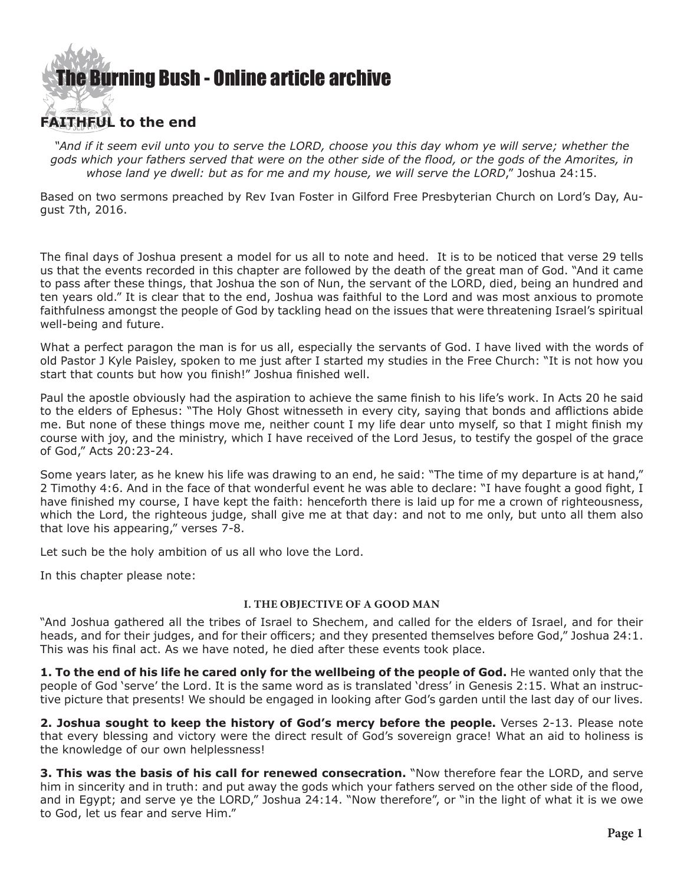# The Burning Bush - Online article archive

## FAITHFUL to the end

*"And if it seem evil unto you to serve the LORD, choose you this day whom ye will serve; whether the gods which your fathers served that were on the other side of the flood, or the gods of the Amorites, in whose land ye dwell: but as for me and my house, we will serve the LORD*," Joshua 24:15.

Based on two sermons preached by Rev Ivan Foster in Gilford Free Presbyterian Church on Lord's Day, August 7th, 2016.

The final days of Joshua present a model for us all to note and heed. It is to be noticed that verse 29 tells us that the events recorded in this chapter are followed by the death of the great man of God. "And it came to pass after these things, that Joshua the son of Nun, the servant of the LORD, died, being an hundred and ten years old." It is clear that to the end, Joshua was faithful to the Lord and was most anxious to promote faithfulness amongst the people of God by tackling head on the issues that were threatening Israel's spiritual well-being and future.

What a perfect paragon the man is for us all, especially the servants of God. I have lived with the words of old Pastor J Kyle Paisley, spoken to me just after I started my studies in the Free Church: "It is not how you start that counts but how you finish!" Joshua finished well.

Paul the apostle obviously had the aspiration to achieve the same finish to his life's work. In Acts 20 he said to the elders of Ephesus: "The Holy Ghost witnesseth in every city, saying that bonds and afflictions abide me. But none of these things move me, neither count I my life dear unto myself, so that I might finish my course with joy, and the ministry, which I have received of the Lord Jesus, to testify the gospel of the grace of God," Acts 20:23-24.

Some years later, as he knew his life was drawing to an end, he said: "The time of my departure is at hand," 2 Timothy 4:6. And in the face of that wonderful event he was able to declare: "I have fought a good fight, I have finished my course, I have kept the faith: henceforth there is laid up for me a crown of righteousness, which the Lord, the righteous judge, shall give me at that day: and not to me only, but unto all them also that love his appearing," verses 7-8.

Let such be the holy ambition of us all who love the Lord.

In this chapter please note:

#### I. THE OBJECTIVE OF A GOOD MAN

"And Joshua gathered all the tribes of Israel to Shechem, and called for the elders of Israel, and for their heads, and for their judges, and for their officers; and they presented themselves before God," Joshua 24:1. This was his final act. As we have noted, he died after these events took place.

**1. To the end of his life he cared only for the wellbeing of the people of God.** He wanted only that the people of God 'serve' the Lord. It is the same word as is translated 'dress' in Genesis 2:15. What an instructive picture that presents! We should be engaged in looking after God's garden until the last day of our lives.

**2. Joshua sought to keep the history of God's mercy before the people.** Verses 2-13. Please note that every blessing and victory were the direct result of God's sovereign grace! What an aid to holiness is the knowledge of our own helplessness!

**3. This was the basis of his call for renewed consecration.** "Now therefore fear the LORD, and serve him in sincerity and in truth: and put away the gods which your fathers served on the other side of the flood, and in Egypt; and serve ye the LORD," Joshua 24:14. "Now therefore", or "in the light of what it is we owe to God, let us fear and serve Him."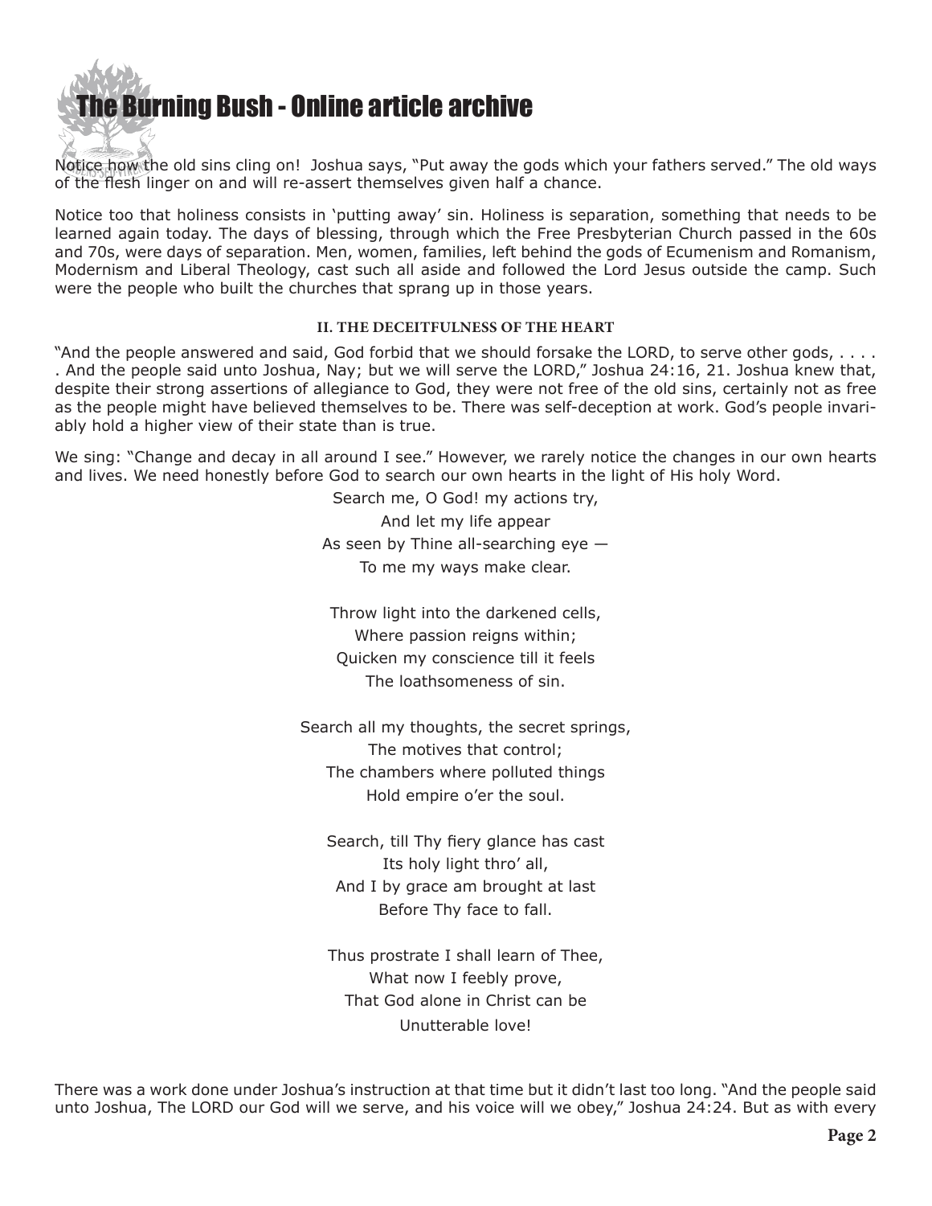Notice how the old sins cling on! Joshua says, “Put away the gods which your fathers served.” The old ways of the flesh linger on and will re-assert themselves given half a chance.

Notice too that holiness consists in ‘putting away’ sin. Holiness is separation, something that needs to be learned again today. The days of blessing, through which the Free Presbyterian Church passed in the 60s and 70s, were days of separation. Men, women, families, left behind the gods of Ecumenism and Romanism, Modernism and Liberal Theology, cast such all aside and followed the Lord Jesus outside the camp. Such were the people who built the churches that sprang up in those years.

### II. THE DECEITFULNESS OF THE HEART

“And the people answered and said, God forbid that we should forsake the LORD, to serve other gods, . . . . . And the people said unto Joshua, Nay; but we will serve the LORD,” Joshua 24:16, 21. Joshua knew that, despite their strong assertions of allegiance to God, they were not free of the old sins, certainly not as free as the people might have believed themselves to be. There was self-deception at work. God’s people invariably hold a higher view of their state than is true.

We sing: “Change and decay in all around I see.” However, we rarely notice the changes in our own hearts and lives. We need honestly before God to search our own hearts in the light of His holy Word.

Search me, O God! my actions try,
And let my life appear
As seen by Thine all-searching eye —
To me my ways make clear.

Throw light into the darkened cells,
Where passion reigns within;
Quicken my conscience till it feels
The loathsomeness of sin.

Search all my thoughts, the secret springs,
The motives that control;
The chambers where polluted things
Hold empire o’er the soul.

Search, till Thy fiery glance has cast
Its holy light thro’ all,
And I by grace am brought at last
Before Thy face to fall.

Thus prostrate I shall learn of Thee,
What now I feebly prove,
That God alone in Christ can be
Unutterable love!

There was a work done under Joshua’s instruction at that time but it didn’t last too long. “And the people said unto Joshua, The LORD our God will we serve, and his voice will we obey,” Joshua 24:24. But as with every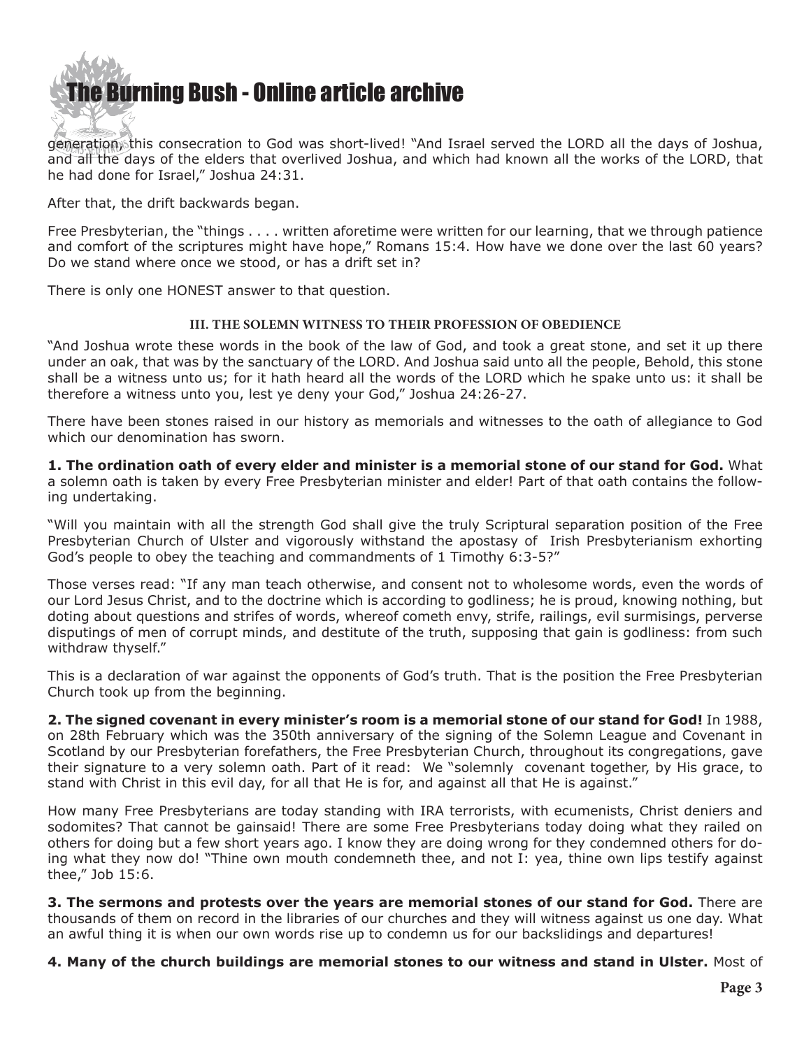generation, this consecration to God was short-lived! "And Israel served the LORD all the days of Joshua, and all the days of the elders that overlived Joshua, and which had known all the works of the LORD, that he had done for Israel," Joshua 24:31.

After that, the drift backwards began.

Free Presbyterian, the "things . . . . written aforetime were written for our learning, that we through patience and comfort of the scriptures might have hope," Romans 15:4. How have we done over the last 60 years? Do we stand where once we stood, or has a drift set in?

There is only one HONEST answer to that question.

### III. THE SOLEMN WITNESS TO THEIR PROFESSION OF OBEDIENCE

"And Joshua wrote these words in the book of the law of God, and took a great stone, and set it up there under an oak, that was by the sanctuary of the LORD. And Joshua said unto all the people, Behold, this stone shall be a witness unto us; for it hath heard all the words of the LORD which he spake unto us: it shall be therefore a witness unto you, lest ye deny your God," Joshua 24:26-27.

There have been stones raised in our history as memorials and witnesses to the oath of allegiance to God which our denomination has sworn.

**1. The ordination oath of every elder and minister is a memorial stone of our stand for God.** What a solemn oath is taken by every Free Presbyterian minister and elder! Part of that oath contains the following undertaking.

"Will you maintain with all the strength God shall give the truly Scriptural separation position of the Free Presbyterian Church of Ulster and vigorously withstand the apostasy of Irish Presbyterianism exhorting God's people to obey the teaching and commandments of 1 Timothy 6:3-5?"

Those verses read: "If any man teach otherwise, and consent not to wholesome words, even the words of our Lord Jesus Christ, and to the doctrine which is according to godliness; he is proud, knowing nothing, but doting about questions and strifes of words, whereof cometh envy, strife, railings, evil surmisings, perverse disputings of men of corrupt minds, and destitute of the truth, supposing that gain is godliness: from such withdraw thyself."

This is a declaration of war against the opponents of God's truth. That is the position the Free Presbyterian Church took up from the beginning.

**2. The signed covenant in every minister's room is a memorial stone of our stand for God!** In 1988, on 28th February which was the 350th anniversary of the signing of the Solemn League and Covenant in Scotland by our Presbyterian forefathers, the Free Presbyterian Church, throughout its congregations, gave their signature to a very solemn oath. Part of it read: We "solemnly covenant together, by His grace, to stand with Christ in this evil day, for all that He is for, and against all that He is against."

How many Free Presbyterians are today standing with IRA terrorists, with ecumenists, Christ deniers and sodomites? That cannot be gainsaid! There are some Free Presbyterians today doing what they railed on others for doing but a few short years ago. I know they are doing wrong for they condemned others for doing what they now do! "Thine own mouth condemneth thee, and not I: yea, thine own lips testify against thee," Job 15:6.

**3. The sermons and protests over the years are memorial stones of our stand for God.** There are thousands of them on record in the libraries of our churches and they will witness against us one day. What an awful thing it is when our own words rise up to condemn us for our backslidings and departures!

**4. Many of the church buildings are memorial stones to our witness and stand in Ulster.** Most of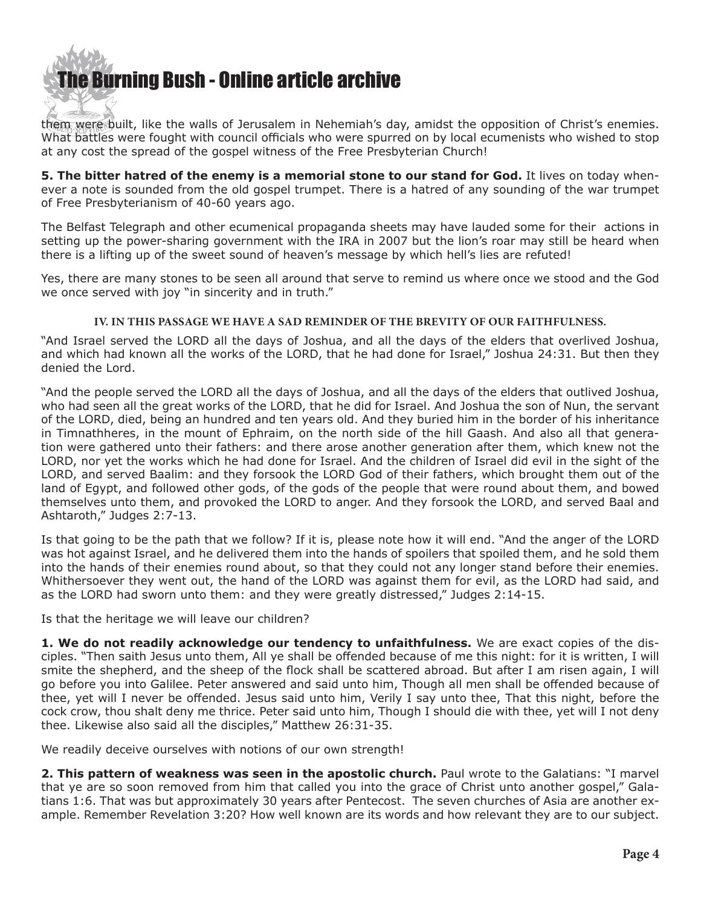them were built, like the walls of Jerusalem in Nehemiah's day, amidst the opposition of Christ's enemies. What battles were fought with council officials who were spurred on by local ecumenists who wished to stop at any cost the spread of the gospel witness of the Free Presbyterian Church!

**5. The bitter hatred of the enemy is a memorial stone to our stand for God.** It lives on today whenever a note is sounded from the old gospel trumpet. There is a hatred of any sounding of the war trumpet of Free Presbyterianism of 40-60 years ago.

The Belfast Telegraph and other ecumenical propaganda sheets may have lauded some for their actions in setting up the power-sharing government with the IRA in 2007 but the lion's roar may still be heard when there is a lifting up of the sweet sound of heaven's message by which hell's lies are refuted!

Yes, there are many stones to be seen all around that serve to remind us where once we stood and the God we once served with joy "in sincerity and in truth."

### IV. IN THIS PASSAGE WE HAVE A SAD REMINDER OF THE BREVITY OF OUR FAITHFULNESS.

"And Israel served the LORD all the days of Joshua, and all the days of the elders that overlived Joshua, and which had known all the works of the LORD, that he had done for Israel," Joshua 24:31. But then they denied the Lord.

"And the people served the LORD all the days of Joshua, and all the days of the elders that outlived Joshua, who had seen all the great works of the LORD, that he did for Israel. And Joshua the son of Nun, the servant of the LORD, died, being an hundred and ten years old. And they buried him in the border of his inheritance in Timnathheres, in the mount of Ephraim, on the north side of the hill Gaash. And also all that generation were gathered unto their fathers: and there arose another generation after them, which knew not the LORD, nor yet the works which he had done for Israel. And the children of Israel did evil in the sight of the LORD, and served Baalim: and they forsook the LORD God of their fathers, which brought them out of the land of Egypt, and followed other gods, of the gods of the people that were round about them, and bowed themselves unto them, and provoked the LORD to anger. And they forsook the LORD, and served Baal and Ashtaroth," Judges 2:7-13.

Is that going to be the path that we follow? If it is, please note how it will end. "And the anger of the LORD was hot against Israel, and he delivered them into the hands of spoilers that spoiled them, and he sold them into the hands of their enemies round about, so that they could not any longer stand before their enemies. Whithersoever they went out, the hand of the LORD was against them for evil, as the LORD had said, and as the LORD had sworn unto them: and they were greatly distressed," Judges 2:14-15.

Is that the heritage we will leave our children?

**1. We do not readily acknowledge our tendency to unfaithfulness.** We are exact copies of the disciples. "Then saith Jesus unto them, All ye shall be offended because of me this night: for it is written, I will smite the shepherd, and the sheep of the flock shall be scattered abroad. But after I am risen again, I will go before you into Galilee. Peter answered and said unto him, Though all men shall be offended because of thee, yet will I never be offended. Jesus said unto him, Verily I say unto thee, That this night, before the cock crow, thou shalt deny me thrice. Peter said unto him, Though I should die with thee, yet will I not deny thee. Likewise also said all the disciples," Matthew 26:31-35.

We readily deceive ourselves with notions of our own strength!

**2. This pattern of weakness was seen in the apostolic church.** Paul wrote to the Galatians: "I marvel that ye are so soon removed from him that called you into the grace of Christ unto another gospel," Galatians 1:6. That was but approximately 30 years after Pentecost. The seven churches of Asia are another example. Remember Revelation 3:20? How well known are its words and how relevant they are to our subject.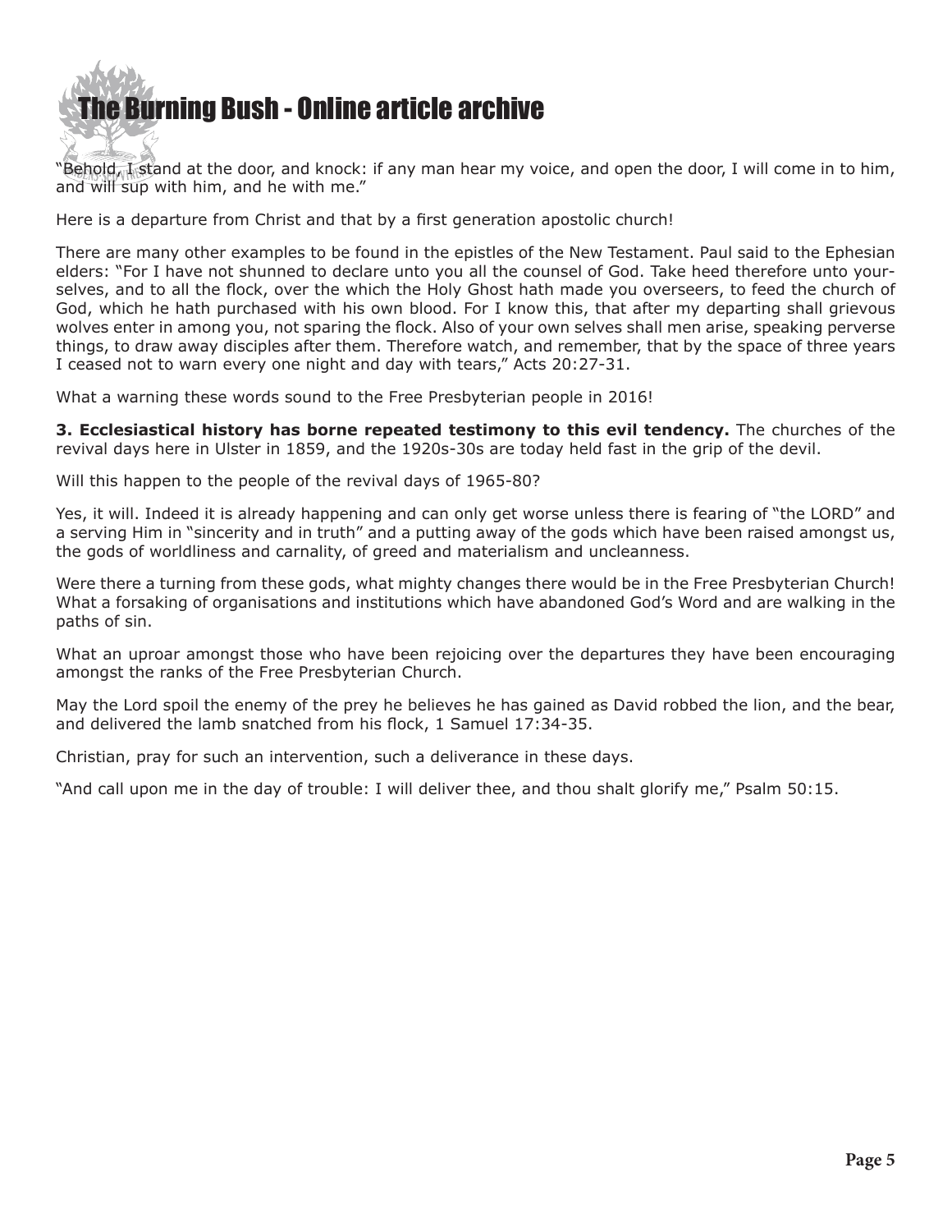"Behold, I stand at the door, and knock: if any man hear my voice, and open the door, I will come in to him, and will sup with him, and he with me."

Here is a departure from Christ and that by a first generation apostolic church!

There are many other examples to be found in the epistles of the New Testament. Paul said to the Ephesian elders: "For I have not shunned to declare unto you all the counsel of God. Take heed therefore unto yourselves, and to all the flock, over the which the Holy Ghost hath made you overseers, to feed the church of God, which he hath purchased with his own blood. For I know this, that after my departing shall grievous wolves enter in among you, not sparing the flock. Also of your own selves shall men arise, speaking perverse things, to draw away disciples after them. Therefore watch, and remember, that by the space of three years I ceased not to warn every one night and day with tears," Acts 20:27-31.

What a warning these words sound to the Free Presbyterian people in 2016!

**3. Ecclesiastical history has borne repeated testimony to this evil tendency.** The churches of the revival days here in Ulster in 1859, and the 1920s-30s are today held fast in the grip of the devil.

Will this happen to the people of the revival days of 1965-80?

Yes, it will. Indeed it is already happening and can only get worse unless there is fearing of "the LORD" and a serving Him in "sincerity and in truth" and a putting away of the gods which have been raised amongst us, the gods of worldliness and carnality, of greed and materialism and uncleanness.

Were there a turning from these gods, what mighty changes there would be in the Free Presbyterian Church! What a forsaking of organisations and institutions which have abandoned God's Word and are walking in the paths of sin.

What an uproar amongst those who have been rejoicing over the departures they have been encouraging amongst the ranks of the Free Presbyterian Church.

May the Lord spoil the enemy of the prey he believes he has gained as David robbed the lion, and the bear, and delivered the lamb snatched from his flock, 1 Samuel 17:34-35.

Christian, pray for such an intervention, such a deliverance in these days.

"And call upon me in the day of trouble: I will deliver thee, and thou shalt glorify me," Psalm 50:15.